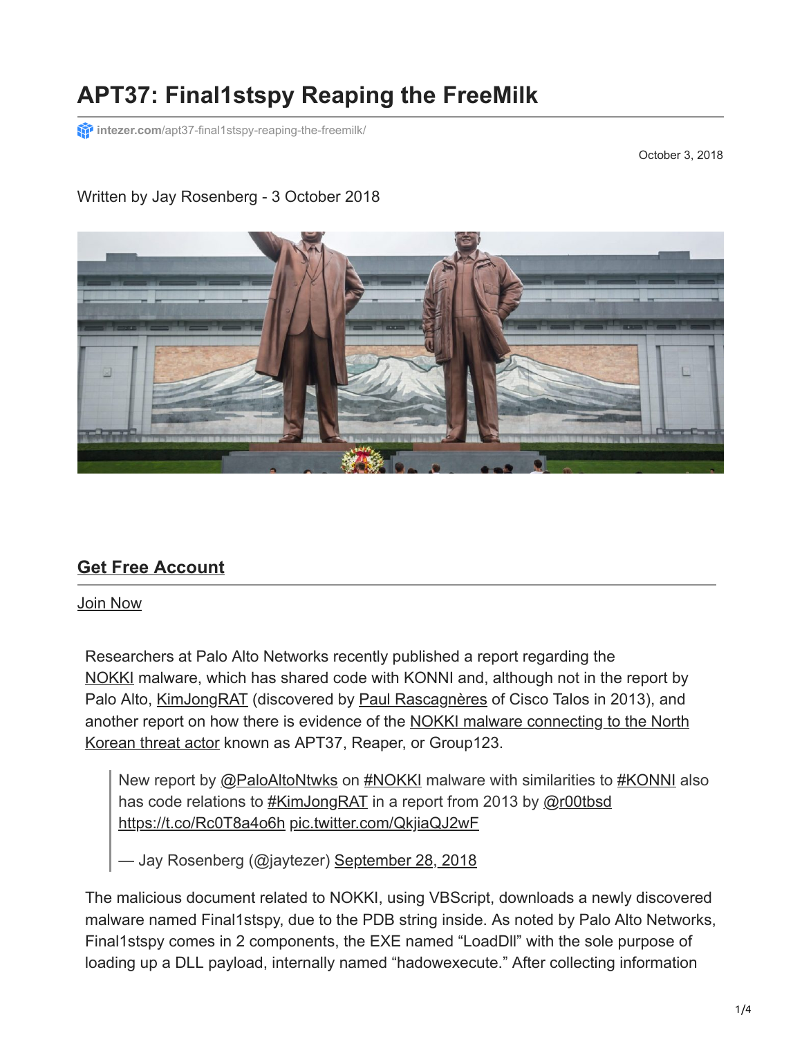# APT37: Final1stspy Reaping the FreeMilk

intezer.com/apt37-final1stspy-reaping-the-freemilk/

October 3, 2018

Written by Jay Rosenberg - 3 October 2018

## Get Free Account

Join Now

Researchers at Palo Alto Networks recently published a report regarding the NOKKI malware, which has shared code with KONNI and, although not in the report by Palo Alto, KimJongRAT (discovered by Paul Rascagnères of Cisco Talos in 2013), and another report on how there is evidence of the NOKKI malware connecting to the North Korean threat actor known as APT37, Reaper, or Group123.

> New report by @PaloAltoNtwks on #NOKKI malware with similarities to #KONNI also has code relations to #KimJongRAT in a report from 2013 by @r00tbsd https://t.co/Rc0T8a4o6h pic.twitter.com/QkjiaQJ2wF
>
> — Jay Rosenberg (@jaytezer) September 28, 2018

The malicious document related to NOKKI, using VBScript, downloads a newly discovered malware named Final1stspy, due to the PDB string inside. As noted by Palo Alto Networks, Final1stspy comes in 2 components, the EXE named "LoadDll" with the sole purpose of loading up a DLL payload, internally named "hadowexecute." After collecting information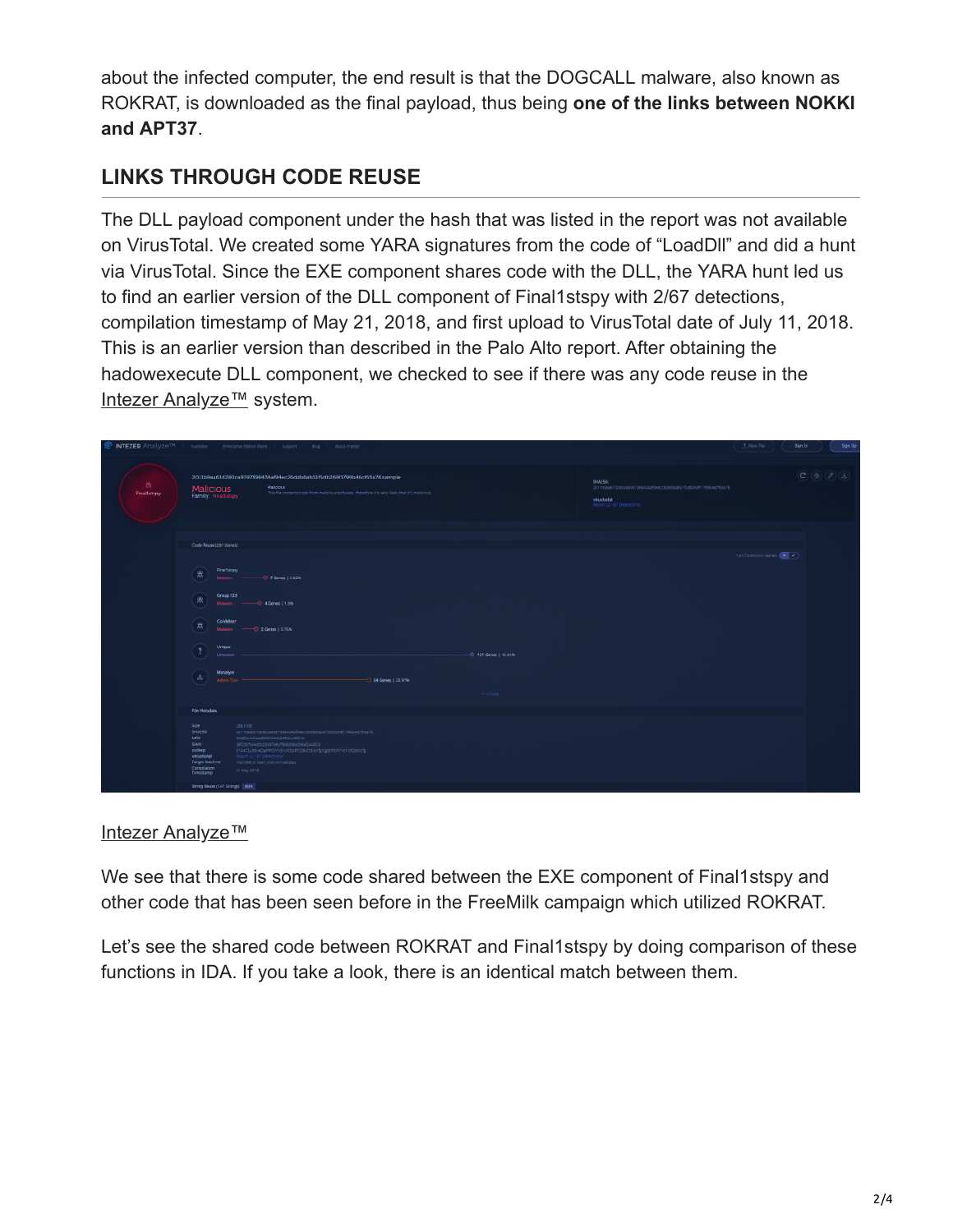about the infected computer, the end result is that the DOGCALL malware, also known as ROKRAT, is downloaded as the final payload, thus being **one of the links between NOKKI and APT37**.

## LINKS THROUGH CODE REUSE

The DLL payload component under the hash that was listed in the report was not available on VirusTotal. We created some YARA signatures from the code of "LoadDll" and did a hunt via VirusTotal. Since the EXE component shares code with the DLL, the YARA hunt led us to find an earlier version of the DLL component of Final1stspy with 2/67 detections, compilation timestamp of May 21, 2018, and first upload to VirusTotal date of July 11, 2018. This is an earlier version than described in the Palo Alto report. After obtaining the hadowexecute DLL component, we checked to see if there was any code reuse in the Intezer Analyze™ system.

Intezer Analyze™

We see that there is some code shared between the EXE component of Final1stspy and other code that has been seen before in the FreeMilk campaign which utilized ROKRAT.

Let's see the shared code between ROKRAT and Final1stspy by doing comparison of these functions in IDA. If you take a look, there is an identical match between them.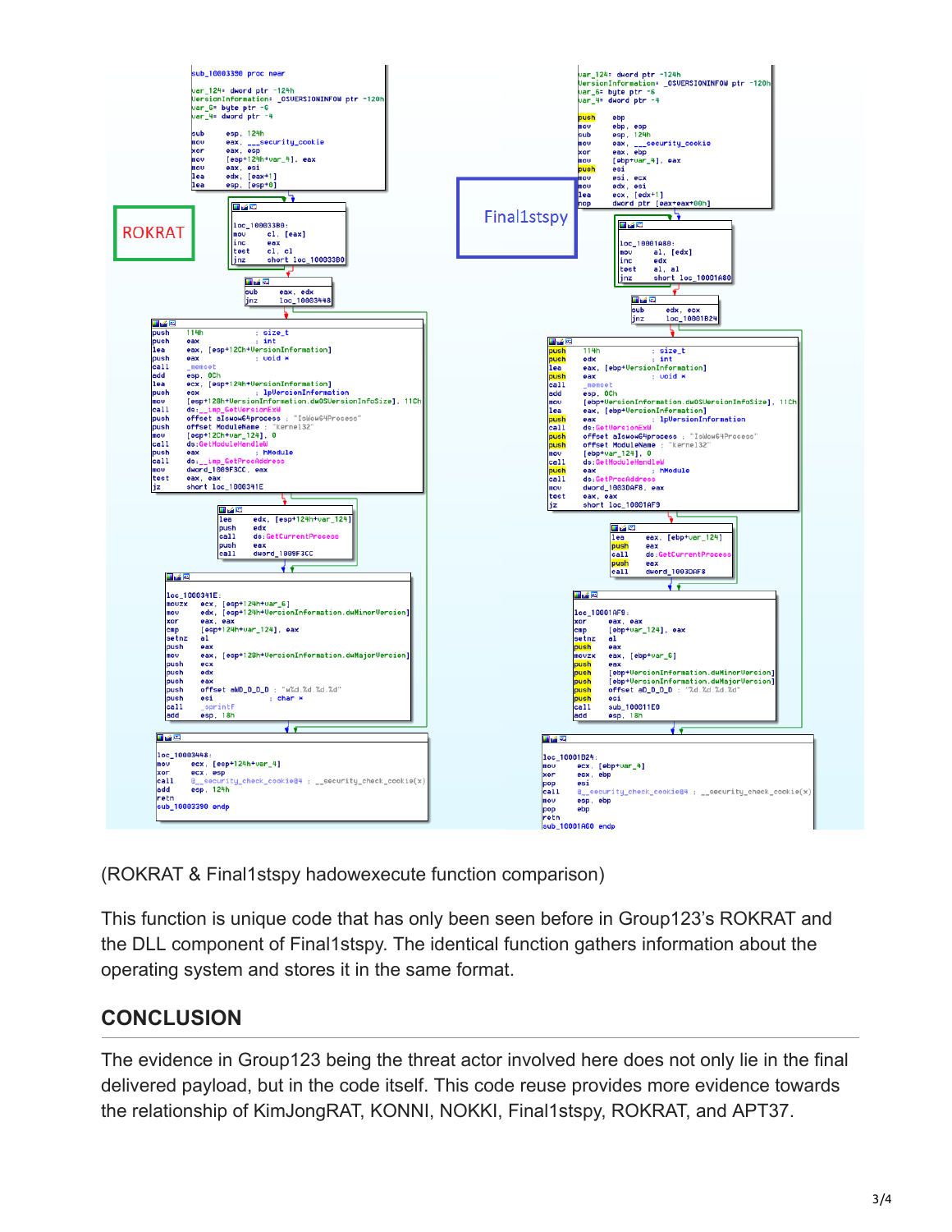(ROKRAT & Final1stspy hadowexecute function comparison)

This function is unique code that has only been seen before in Group123's ROKRAT and the DLL component of Final1stspy. The identical function gathers information about the operating system and stores it in the same format.

## CONCLUSION

The evidence in Group123 being the threat actor involved here does not only lie in the final delivered payload, but in the code itself. This code reuse provides more evidence towards the relationship of KimJongRAT, KONNI, NOKKI, Final1stspy, ROKRAT, and APT37.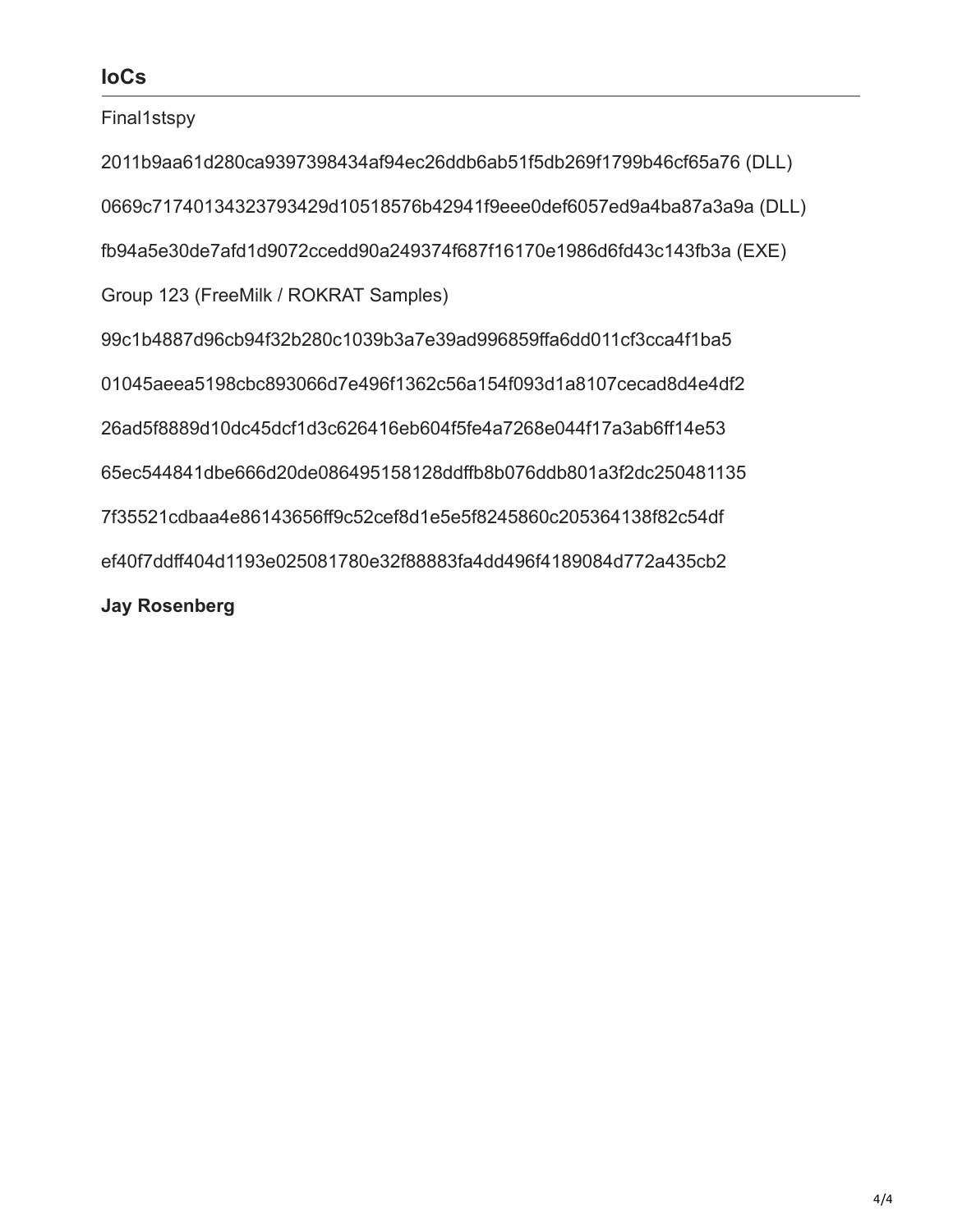## IoCs

Final1stspy

2011b9aa61d280ca9397398434af94ec26ddb6ab51f5db269f1799b46cf65a76 (DLL)

0669c71740134323793429d10518576b42941f9eee0def6057ed9a4ba87a3a9a (DLL)

fb94a5e30de7afd1d9072ccedd90a249374f687f16170e1986d6fd43c143fb3a (EXE)

Group 123 (FreeMilk / ROKRAT Samples)

99c1b4887d96cb94f32b280c1039b3a7e39ad996859ffa6dd011cf3cca4f1ba5

01045aeea5198cbc893066d7e496f1362c56a154f093d1a8107cecad8d4e4df2

26ad5f8889d10dc45dcf1d3c626416eb604f5fe4a7268e044f17a3ab6ff14e53

65ec544841dbe666d20de086495158128ddffb8b076ddb801a3f2dc250481135

7f35521cdbaa4e86143656ff9c52cef8d1e5e5f8245860c205364138f82c54df

ef40f7ddff404d1193e025081780e32f88883fa4dd496f4189084d772a435cb2

**Jay Rosenberg**